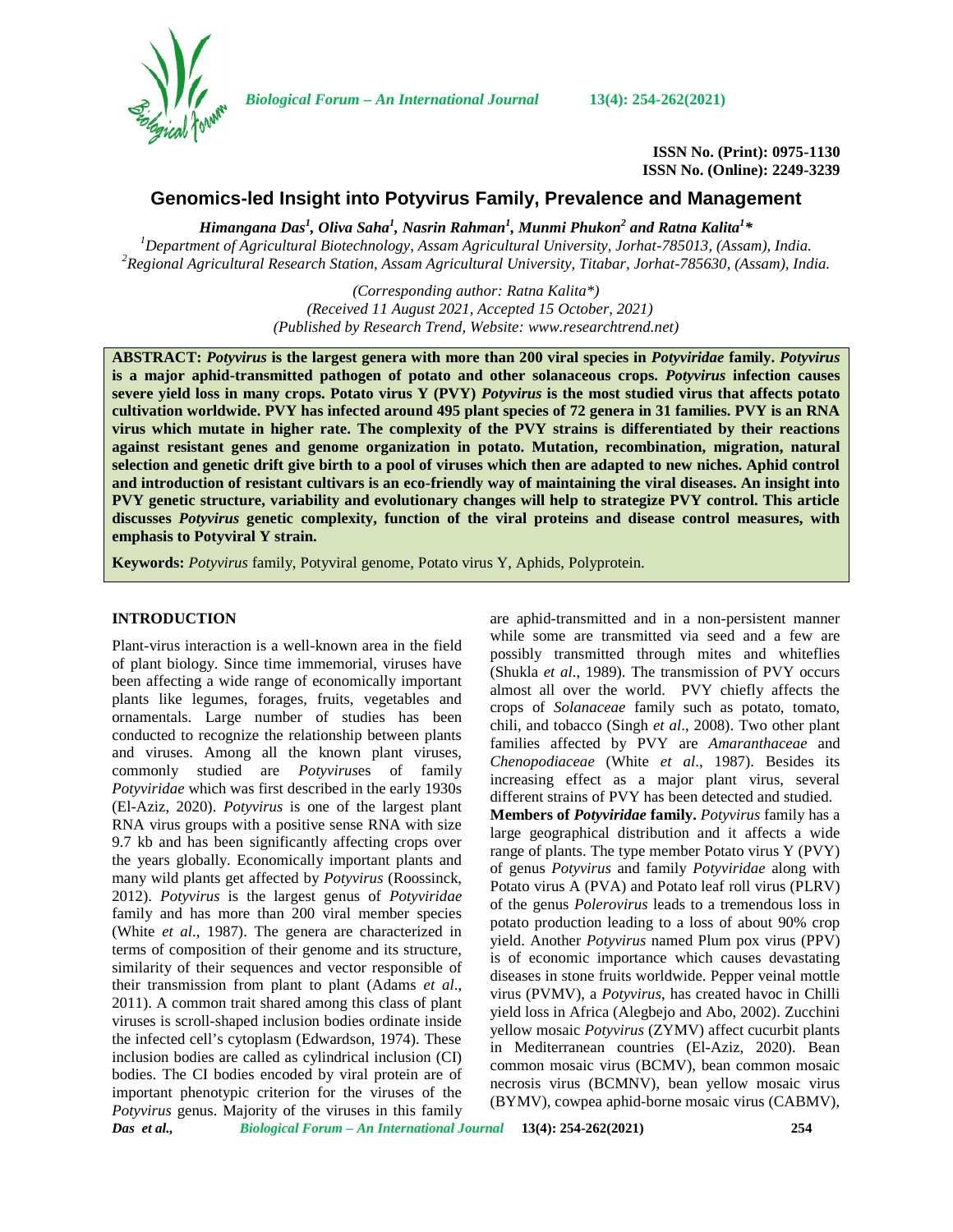# Genomics-led Insight into Potyvirus Family, Prevalence and Management

***Himangana Das[1], Oliva Saha[1], Nasrin Rahman[1], Munmi Phukon[2] and Ratna Kalita[1]****

[1]*Department of Agricultural Biotechnology, Assam Agricultural University, Jorhat-785013, (Assam), India.*
[2]*Regional Agricultural Research Station, Assam Agricultural University, Titabar, Jorhat-785630, (Assam), India.*

*(Corresponding author: Ratna Kalita*)*
*(Received 11 August 2021, Accepted 15 October, 2021)*
*(Published by Research Trend, Website: www.researchtrend.net)*

**ABSTRACT:** ***Potyvirus* is the largest genera with more than 200 viral species in *Potyviridae* family. *Potyvirus* is a major aphid-transmitted pathogen of potato and other solanaceous crops. *Potyvirus* infection causes severe yield loss in many crops. Potato virus Y (PVY) *Potyvirus* is the most studied virus that affects potato cultivation worldwide. PVY has infected around 495 plant species of 72 genera in 31 families. PVY is an RNA virus which mutate in higher rate. The complexity of the PVY strains is differentiated by their reactions against resistant genes and genome organization in potato. Mutation, recombination, migration, natural selection and genetic drift give birth to a pool of viruses which then are adapted to new niches. Aphid control and introduction of resistant cultivars is an eco-friendly way of maintaining the viral diseases. An insight into PVY genetic structure, variability and evolutionary changes will help to strategize PVY control. This article discusses *Potyvirus* genetic complexity, function of the viral proteins and disease control measures, with emphasis to Potyviral Y strain.**

**Keywords:** *Potyvirus* family, Potyviral genome, Potato virus Y, Aphids, Polyprotein.

## INTRODUCTION

Plant-virus interaction is a well-known area in the field of plant biology. Since time immemorial, viruses have been affecting a wide range of economically important plants like legumes, forages, fruits, vegetables and ornamentals. Large number of studies has been conducted to recognize the relationship between plants and viruses. Among all the known plant viruses, commonly studied are *Potyvirus*es of family *Potyviridae* which was first described in the early 1930s (El-Aziz, 2020). *Potyvirus* is one of the largest plant RNA virus groups with a positive sense RNA with size 9.7 kb and has been significantly affecting crops over the years globally. Economically important plants and many wild plants get affected by *Potyvirus* (Roossinck, 2012). *Potyvirus* is the largest genus of *Potyviridae* family and has more than 200 viral member species (White *et al*., 1987). The genera are characterized in terms of composition of their genome and its structure, similarity of their sequences and vector responsible of their transmission from plant to plant (Adams *et al*., 2011). A common trait shared among this class of plant viruses is scroll-shaped inclusion bodies ordinate inside the infected cell's cytoplasm (Edwardson, 1974). These inclusion bodies are called as cylindrical inclusion (CI) bodies. The CI bodies encoded by viral protein are of important phenotypic criterion for the viruses of the *Potyvirus* genus. Majority of the viruses in this family are aphid-transmitted and in a non-persistent manner while some are transmitted via seed and a few are possibly transmitted through mites and whiteflies (Shukla *et al*., 1989). The transmission of PVY occurs almost all over the world. PVY chiefly affects the crops of *Solanaceae* family such as potato, tomato, chili, and tobacco (Singh *et al*., 2008). Two other plant families affected by PVY are *Amaranthaceae* and *Chenopodiaceae* (White *et al*., 1987). Besides its increasing effect as a major plant virus, several different strains of PVY has been detected and studied.

**Members of *Potyviridae* family.** *Potyvirus* family has a large geographical distribution and it affects a wide range of plants. The type member Potato virus Y (PVY) of genus *Potyvirus* and family *Potyviridae* along with Potato virus A (PVA) and Potato leaf roll virus (PLRV) of the genus *Polerovirus* leads to a tremendous loss in potato production leading to a loss of about 90% crop yield. Another *Potyvirus* named Plum pox virus (PPV) is of economic importance which causes devastating diseases in stone fruits worldwide. Pepper veinal mottle virus (PVMV), a *Potyvirus*, has created havoc in Chilli yield loss in Africa (Alegbejo and Abo, 2002). Zucchini yellow mosaic *Potyvirus* (ZYMV) affect cucurbit plants in Mediterranean countries (El-Aziz, 2020). Bean common mosaic virus (BCMV), bean common mosaic necrosis virus (BCMNV), bean yellow mosaic virus (BYMV), cowpea aphid-borne mosaic virus (CABMV),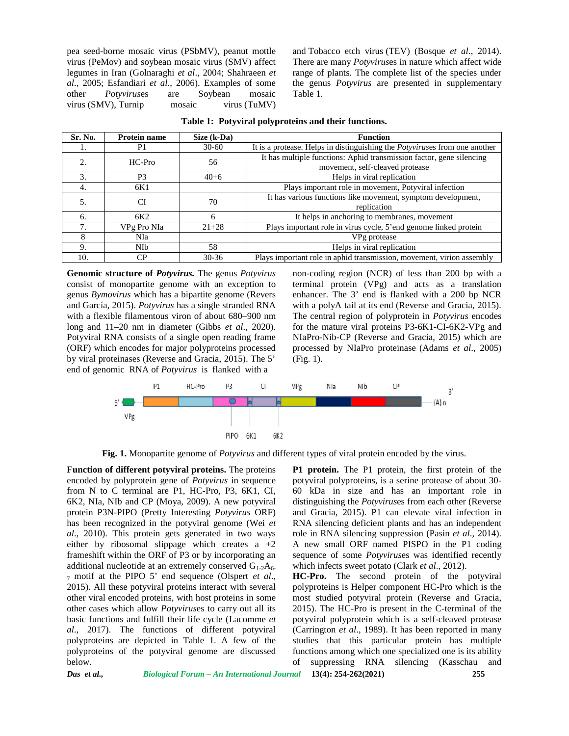pea seed-borne mosaic virus (PSbMV), peanut mottle virus (PeMov) and soybean mosaic virus (SMV) affect legumes in Iran (Golnaraghi *et al*., 2004; Shahraeen *et al*., 2005; Esfandiari *et al*., 2006). Examples of some other *Potyvirus*es are Soybean mosaic virus (SMV), Turnip mosaic virus (TuMV) and Tobacco etch virus (TEV) (Bosque *et al*., 2014). There are many *Potyvirus*es in nature which affect wide range of plants. The complete list of the species under the genus *Potyvirus* are presented in supplementary Table 1.

**Table 1: Potyviral polyproteins and their functions.**

| Sr. No. | Protein name | Size (k-Da) | Function |
|---|---|---|---|
| 1. | P1 | 30-60 | It is a protease. Helps in distinguishing the *Potyvirus*es from one another |
| 2. | HC-Pro | 56 | It has multiple functions: Aphid transmission factor, gene silencing movement, self-cleaved protease |
| 3. | P3 | 40+6 | Helps in viral replication |
| 4. | 6K1 | | Plays important role in movement, Potyviral infection |
| 5. | CI | 70 | It has various functions like movement, symptom development, replication |
| 6. | 6K2 | 6 | It helps in anchoring to membranes, movement |
| 7. | VPg Pro NIa | 21+28 | Plays important role in virus cycle, 5'end genome linked protein |
| 8 | NIa | | VPg protease |
| 9. | NIb | 58 | Helps in viral replication |
| 10. | CP | 30-36 | Plays important role in aphid transmission, movement, virion assembly |

**Genomic structure of *Potyvirus*.** The genus *Potyvirus* consist of monopartite genome with an exception to genus *Bymovirus* which has a bipartite genome (Revers and García, 2015). *Potyvirus* has a single stranded RNA with a flexible filamentous viron of about 680–900 nm long and 11–20 nm in diameter (Gibbs *et al*., 2020). Potyviral RNA consists of a single open reading frame (ORF) which encodes for major polyproteins processed by viral proteinases (Reverse and Gracia, 2015). The 5' end of genomic RNA of *Potyvirus* is flanked with a non-coding region (NCR) of less than 200 bp with a terminal protein (VPg) and acts as a translation enhancer. The 3' end is flanked with a 200 bp NCR with a polyA tail at its end (Reverse and Gracia, 2015). The central region of polyprotein in *Potyvirus* encodes for the mature viral proteins P3-6K1-CI-6K2-VPg and NIaPro-Nib-CP (Reverse and Gracia, 2015) which are processed by NIaPro proteinase (Adams *et al*., 2005) (Fig. 1).

**Fig. 1.** Monopartite genome of *Potyvirus* and different types of viral protein encoded by the virus.

**Function of different potyviral proteins.** The proteins encoded by polyprotein gene of *Potyvirus* in sequence from N to C terminal are P1, HC-Pro, P3, 6K1, CI, 6K2, NIa, NIb and CP (Moya, 2009). A new potyviral protein P3N-PIPO (Pretty Interesting *Potyvirus* ORF) has been recognized in the potyviral genome (Wei *et al*., 2010). This protein gets generated in two ways either by ribosomal slippage which creates a +2 frameshift within the ORF of P3 or by incorporating an additional nucleotide at an extremely conserved $G_{1\text{-}2}A_{6\text{-}7}$ motif at the PIPO 5' end sequence (Olspert *et al*., 2015). All these potyviral proteins interact with several other viral encoded proteins, with host proteins in some other cases which allow *Potyvirus*es to carry out all its basic functions and fulfill their life cycle (Lacomme *et al*., 2017). The functions of different potyviral polyproteins are depicted in Table 1. A few of the polyproteins of the potyviral genome are discussed below.

**P1 protein.** The P1 protein, the first protein of the potyviral polyproteins, is a serine protease of about 30-60 kDa in size and has an important role in distinguishing the *Potyvirus*es from each other (Reverse and Gracia, 2015). P1 can elevate viral infection in RNA silencing deficient plants and has an independent role in RNA silencing suppression (Pasin *et al*., 2014). A new small ORF named PISPO in the P1 coding sequence of some *Potyvirus*es was identified recently which infects sweet potato (Clark *et al*., 2012).

**HC-Pro.** The second protein of the potyviral polyproteins is Helper component HC-Pro which is the most studied potyviral protein (Reverse and Gracia, 2015). The HC-Pro is present in the C-terminal of the potyviral polyprotein which is a self-cleaved protease (Carrington *et al*., 1989). It has been reported in many studies that this particular protein has multiple functions among which one specialized one is its ability of suppressing RNA silencing (Kasschau and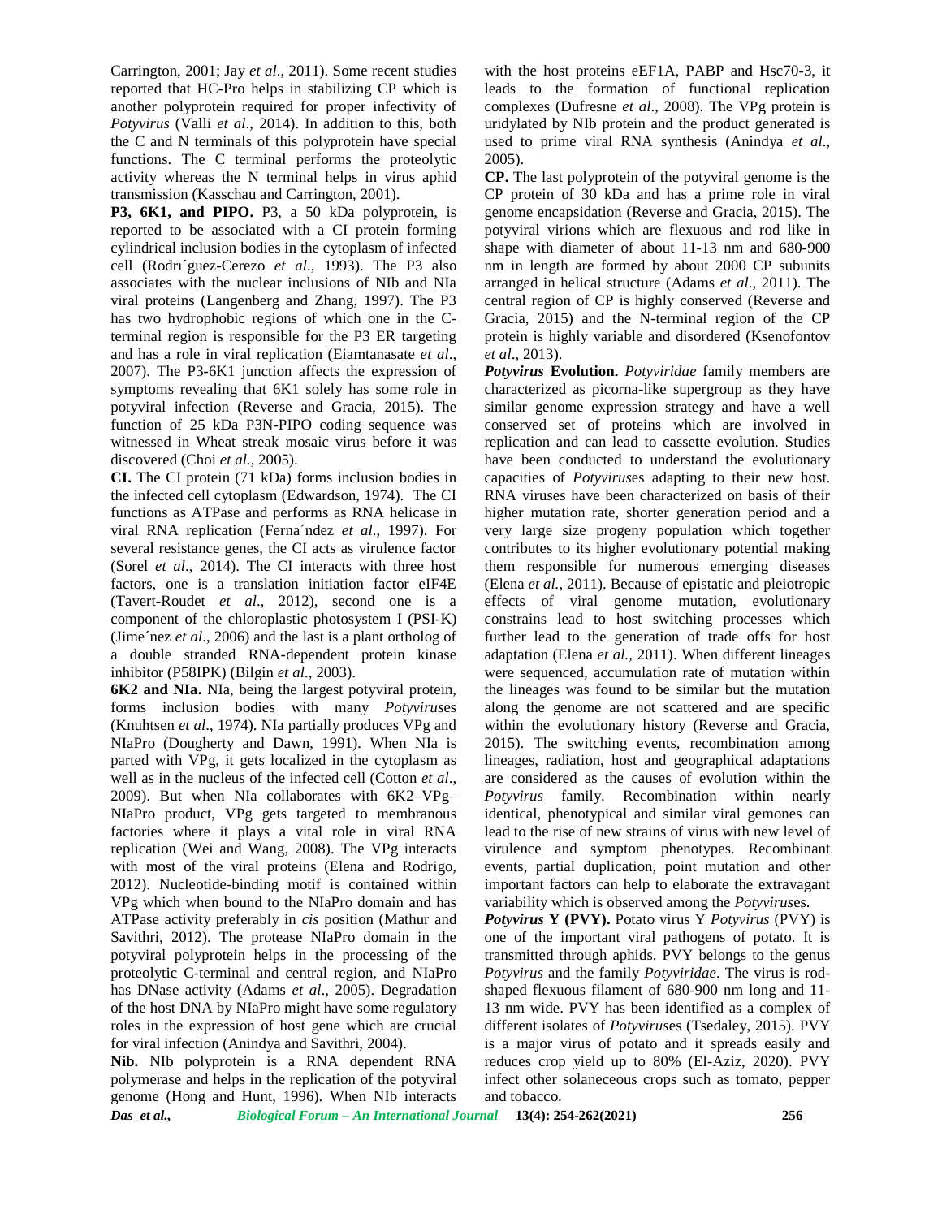Carrington, 2001; Jay *et al*., 2011). Some recent studies reported that HC-Pro helps in stabilizing CP which is another polyprotein required for proper infectivity of *Potyvirus* (Valli *et al*., 2014). In addition to this, both the C and N terminals of this polyprotein have special functions. The C terminal performs the proteolytic activity whereas the N terminal helps in virus aphid transmission (Kasschau and Carrington, 2001).

**P3, 6K1, and PIPO.** P3, a 50 kDa polyprotein, is reported to be associated with a CI protein forming cylindrical inclusion bodies in the cytoplasm of infected cell (Rodrı´guez-Cerezo *et al*., 1993). The P3 also associates with the nuclear inclusions of NIb and NIa viral proteins (Langenberg and Zhang, 1997). The P3 has two hydrophobic regions of which one in the C-terminal region is responsible for the P3 ER targeting and has a role in viral replication (Eiamtanasate *et al*., 2007). The P3-6K1 junction affects the expression of symptoms revealing that 6K1 solely has some role in potyviral infection (Reverse and Gracia, 2015). The function of 25 kDa P3N-PIPO coding sequence was witnessed in Wheat streak mosaic virus before it was discovered (Choi *et al.,* 2005).

**CI.** The CI protein (71 kDa) forms inclusion bodies in the infected cell cytoplasm (Edwardson, 1974). The CI functions as ATPase and performs as RNA helicase in viral RNA replication (Ferna´ndez *et al*., 1997). For several resistance genes, the CI acts as virulence factor (Sorel *et al*., 2014). The CI interacts with three host factors, one is a translation initiation factor eIF4E (Tavert-Roudet *et al*., 2012), second one is a component of the chloroplastic photosystem I (PSI-K) (Jime´nez *et al*., 2006) and the last is a plant ortholog of a double stranded RNA-dependent protein kinase inhibitor (P58IPK) (Bilgin *et al*., 2003).

**6K2 and NIa.** NIa, being the largest potyviral protein, forms inclusion bodies with many *Potyvirus*es (Knuhtsen *et al*., 1974). NIa partially produces VPg and NIaPro (Dougherty and Dawn, 1991). When NIa is parted with VPg, it gets localized in the cytoplasm as well as in the nucleus of the infected cell (Cotton *et al*., 2009). But when NIa collaborates with 6K2–VPg–NIaPro product, VPg gets targeted to membranous factories where it plays a vital role in viral RNA replication (Wei and Wang, 2008). The VPg interacts with most of the viral proteins (Elena and Rodrigo, 2012). Nucleotide-binding motif is contained within VPg which when bound to the NIaPro domain and has ATPase activity preferably in *cis* position (Mathur and Savithri, 2012). The protease NIaPro domain in the potyviral polyprotein helps in the processing of the proteolytic C-terminal and central region, and NIaPro has DNase activity (Adams *et al*., 2005). Degradation of the host DNA by NIaPro might have some regulatory roles in the expression of host gene which are crucial for viral infection (Anindya and Savithri, 2004).

**Nib.** NIb polyprotein is a RNA dependent RNA polymerase and helps in the replication of the potyviral genome (Hong and Hunt, 1996). When NIb interacts with the host proteins eEF1A, PABP and Hsc70-3, it leads to the formation of functional replication complexes (Dufresne *et al*., 2008). The VPg protein is uridylated by NIb protein and the product generated is used to prime viral RNA synthesis (Anindya *et al*., 2005).

**CP.** The last polyprotein of the potyviral genome is the CP protein of 30 kDa and has a prime role in viral genome encapsidation (Reverse and Gracia, 2015). The potyviral virions which are flexuous and rod like in shape with diameter of about 11-13 nm and 680-900 nm in length are formed by about 2000 CP subunits arranged in helical structure (Adams *et al*., 2011). The central region of CP is highly conserved (Reverse and Gracia, 2015) and the N-terminal region of the CP protein is highly variable and disordered (Ksenofontov *et al*., 2013).

***Potyvirus* Evolution.** *Potyviridae* family members are characterized as picorna-like supergroup as they have similar genome expression strategy and have a well conserved set of proteins which are involved in replication and can lead to cassette evolution. Studies have been conducted to understand the evolutionary capacities of *Potyvirus*es adapting to their new host. RNA viruses have been characterized on basis of their higher mutation rate, shorter generation period and a very large size progeny population which together contributes to its higher evolutionary potential making them responsible for numerous emerging diseases (Elena *et al.,* 2011). Because of epistatic and pleiotropic effects of viral genome mutation, evolutionary constrains lead to host switching processes which further lead to the generation of trade offs for host adaptation (Elena *et al.,* 2011). When different lineages were sequenced, accumulation rate of mutation within the lineages was found to be similar but the mutation along the genome are not scattered and are specific within the evolutionary history (Reverse and Gracia, 2015). The switching events, recombination among lineages, radiation, host and geographical adaptations are considered as the causes of evolution within the *Potyvirus* family. Recombination within nearly identical, phenotypical and similar viral gemones can lead to the rise of new strains of virus with new level of virulence and symptom phenotypes. Recombinant events, partial duplication, point mutation and other important factors can help to elaborate the extravagant variability which is observed among the *Potyvirus*es.

***Potyvirus* Y (PVY).** Potato virus Y *Potyvirus* (PVY) is one of the important viral pathogens of potato. It is transmitted through aphids. PVY belongs to the genus *Potyvirus* and the family *Potyviridae*. The virus is rod-shaped flexuous filament of 680-900 nm long and 11-13 nm wide. PVY has been identified as a complex of different isolates of *Potyvirus*es (Tsedaley, 2015). PVY is a major virus of potato and it spreads easily and reduces crop yield up to 80% (El-Aziz, 2020). PVY infect other solaneceous crops such as tomato, pepper and tobacco.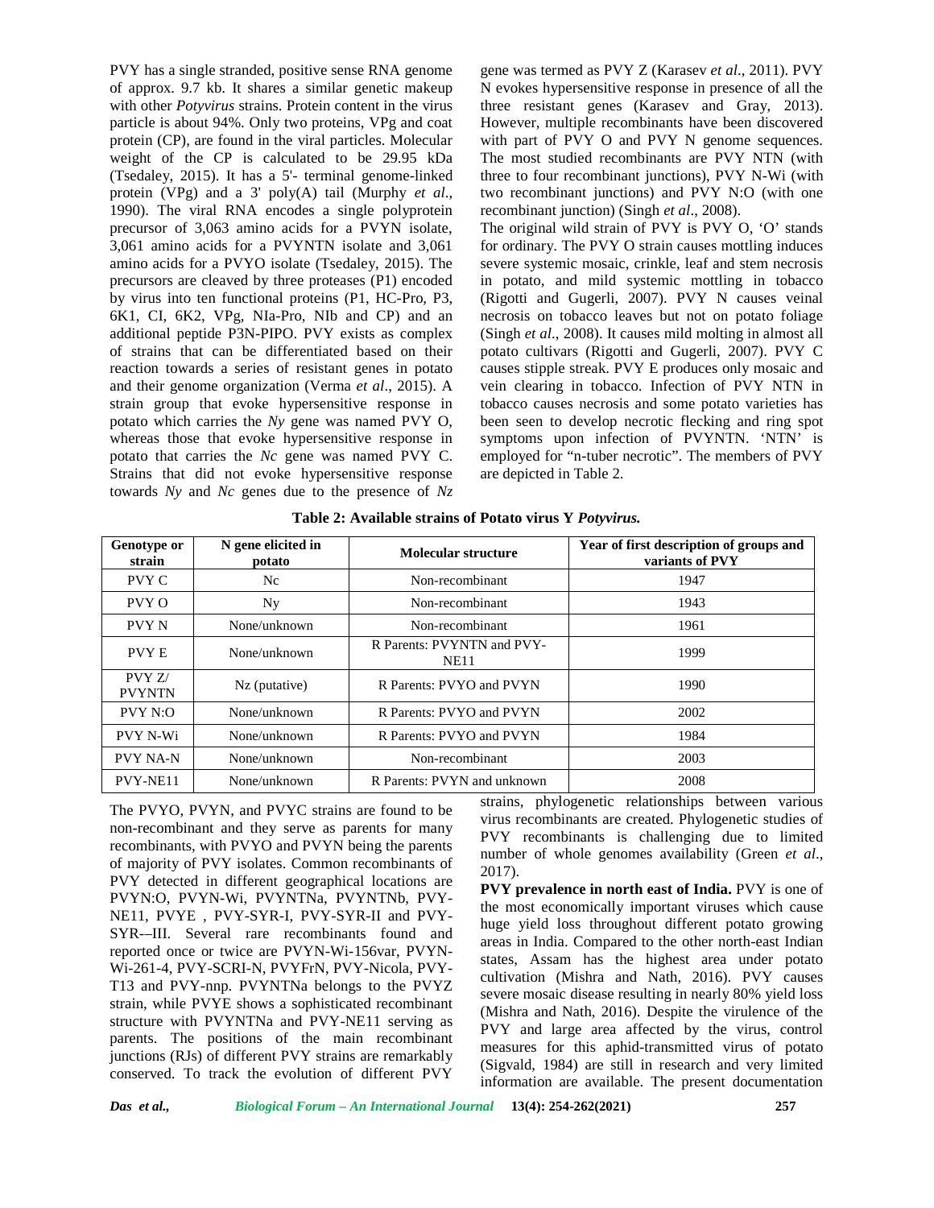PVY has a single stranded, positive sense RNA genome of approx. 9.7 kb. It shares a similar genetic makeup with other *Potyvirus* strains. Protein content in the virus particle is about 94%. Only two proteins, VPg and coat protein (CP), are found in the viral particles. Molecular weight of the CP is calculated to be 29.95 kDa (Tsedaley, 2015). It has a 5'- terminal genome-linked protein (VPg) and a 3' poly(A) tail (Murphy *et al*., 1990). The viral RNA encodes a single polyprotein precursor of 3,063 amino acids for a PVYN isolate, 3,061 amino acids for a PVYNTN isolate and 3,061 amino acids for a PVYO isolate (Tsedaley, 2015). The precursors are cleaved by three proteases (P1) encoded by virus into ten functional proteins (P1, HC-Pro, P3, 6K1, CI, 6K2, VPg, NIa-Pro, NIb and CP) and an additional peptide P3N-PIPO. PVY exists as complex of strains that can be differentiated based on their reaction towards a series of resistant genes in potato and their genome organization (Verma *et al*., 2015). A strain group that evoke hypersensitive response in potato which carries the *Ny* gene was named PVY O, whereas those that evoke hypersensitive response in potato that carries the *Nc* gene was named PVY C. Strains that did not evoke hypersensitive response towards *Ny* and *Nc* genes due to the presence of *Nz* gene was termed as PVY Z (Karasev *et al*., 2011). PVY N evokes hypersensitive response in presence of all the three resistant genes (Karasev and Gray, 2013). However, multiple recombinants have been discovered with part of PVY O and PVY N genome sequences. The most studied recombinants are PVY NTN (with three to four recombinant junctions), PVY N-Wi (with two recombinant junctions) and PVY N:O (with one recombinant junction) (Singh *et al*., 2008).

The original wild strain of PVY is PVY O, 'O' stands for ordinary. The PVY O strain causes mottling induces severe systemic mosaic, crinkle, leaf and stem necrosis in potato, and mild systemic mottling in tobacco (Rigotti and Gugerli, 2007). PVY N causes veinal necrosis on tobacco leaves but not on potato foliage (Singh *et al*., 2008). It causes mild molting in almost all potato cultivars (Rigotti and Gugerli, 2007). PVY C causes stipple streak. PVY E produces only mosaic and vein clearing in tobacco. Infection of PVY NTN in tobacco causes necrosis and some potato varieties has been seen to develop necrotic flecking and ring spot symptoms upon infection of PVYNTN. 'NTN' is employed for "n-tuber necrotic". The members of PVY are depicted in Table 2.

**Table 2: Available strains of Potato virus Y *Potyvirus.***

| Genotype or strain | N gene elicited in potato | Molecular structure | Year of first description of groups and variants of PVY |
|---|---|---|---|
| PVY C | Nc | Non-recombinant | 1947 |
| PVY O | Ny | Non-recombinant | 1943 |
| PVY N | None/unknown | Non-recombinant | 1961 |
| PVY E | None/unknown | R Parents: PVYNTN and PVY-NE11 | 1999 |
| PVY Z/ PVYNTN | Nz (putative) | R Parents: PVYO and PVYN | 1990 |
| PVY N:O | None/unknown | R Parents: PVYO and PVYN | 2002 |
| PVY N-Wi | None/unknown | R Parents: PVYO and PVYN | 1984 |
| PVY NA-N | None/unknown | Non-recombinant | 2003 |
| PVY-NE11 | None/unknown | R Parents: PVYN and unknown | 2008 |

The PVYO, PVYN, and PVYC strains are found to be non-recombinant and they serve as parents for many recombinants, with PVYO and PVYN being the parents of majority of PVY isolates. Common recombinants of PVY detected in different geographical locations are PVYN:O, PVYN-Wi, PVYNTNa, PVYNTNb, PVY-NE11, PVYE , PVY-SYR-I, PVY-SYR-II and PVY-SYR-–III. Several rare recombinants found and reported once or twice are PVYN-Wi-156var, PVYN-Wi-261-4, PVY-SCRI-N, PVYFrN, PVY-Nicola, PVY-T13 and PVY-nnp. PVYNTNa belongs to the PVYZ strain, while PVYE shows a sophisticated recombinant structure with PVYNTNa and PVY-NE11 serving as parents. The positions of the main recombinant junctions (RJs) of different PVY strains are remarkably conserved. To track the evolution of different PVY strains, phylogenetic relationships between various virus recombinants are created. Phylogenetic studies of PVY recombinants is challenging due to limited number of whole genomes availability (Green *et al*., 2017).

**PVY prevalence in north east of India.** PVY is one of the most economically important viruses which cause huge yield loss throughout different potato growing areas in India. Compared to the other north-east Indian states, Assam has the highest area under potato cultivation (Mishra and Nath, 2016). PVY causes severe mosaic disease resulting in nearly 80% yield loss (Mishra and Nath, 2016). Despite the virulence of the PVY and large area affected by the virus, control measures for this aphid-transmitted virus of potato (Sigvald, 1984) are still in research and very limited information are available. The present documentation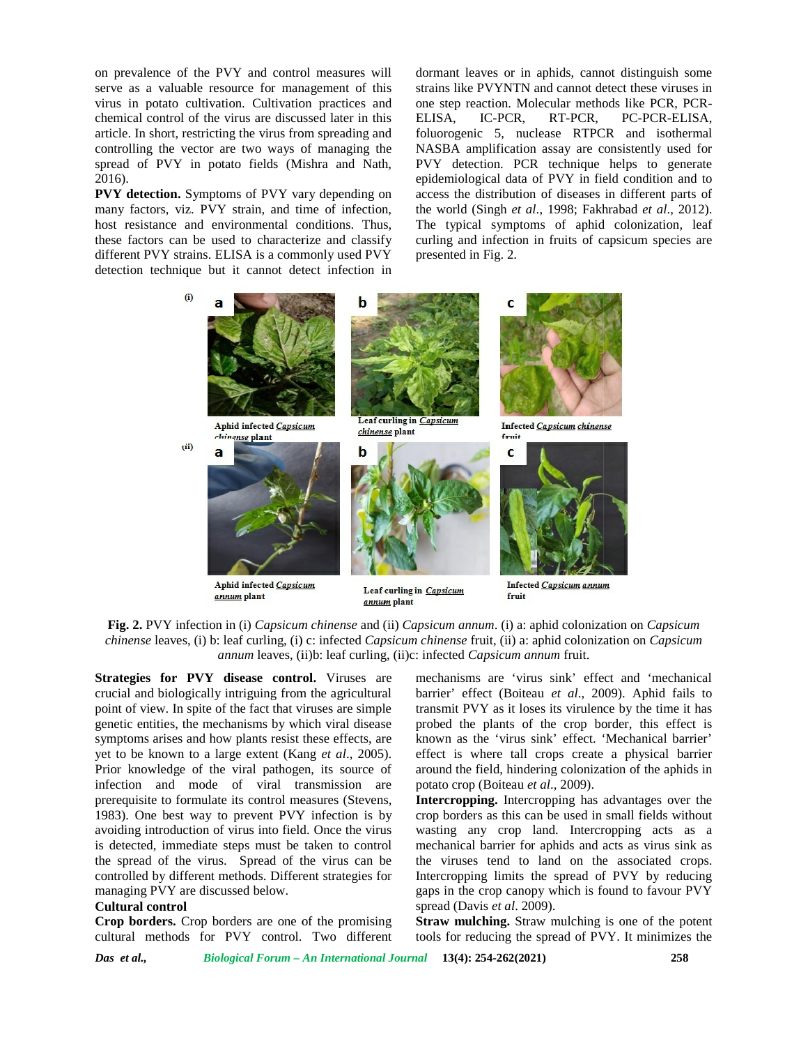on prevalence of the PVY and control measures will serve as a valuable resource for management of this virus in potato cultivation. Cultivation practices and chemical control of the virus are discussed later in this article. In short, restricting the virus from spreading and controlling the vector are two ways of managing the spread of PVY in potato fields (Mishra and Nath, 2016).

**PVY detection.** Symptoms of PVY vary depending on many factors, viz. PVY strain, and time of infection, host resistance and environmental conditions. Thus, these factors can be used to characterize and classify different PVY strains. ELISA is a commonly used PVY detection technique but it cannot detect infection in dormant leaves or in aphids, cannot distinguish some strains like PVYNTN and cannot detect these viruses in one step reaction. Molecular methods like PCR, PCR-ELISA, IC-PCR, RT-PCR, PC-PCR-ELISA, foluorogenic 5, nuclease RTPCR and isothermal NASBA amplification assay are consistently used for PVY detection. PCR technique helps to generate epidemiological data of PVY in field condition and to access the distribution of diseases in different parts of the world (Singh *et al*., 1998; Fakhrabad *et al*., 2012). The typical symptoms of aphid colonization, leaf curling and infection in fruits of capsicum species are presented in Fig. 2.

**Fig. 2.** PVY infection in (i) *Capsicum chinense* and (ii) *Capsicum annum*. (i) a: aphid colonization on *Capsicum chinense* leaves, (i) b: leaf curling, (i) c: infected *Capsicum chinense* fruit, (ii) a: aphid colonization on *Capsicum annum* leaves, (ii)b: leaf curling, (ii)c: infected *Capsicum annum* fruit.

**Strategies for PVY disease control.** Viruses are crucial and biologically intriguing from the agricultural point of view. In spite of the fact that viruses are simple genetic entities, the mechanisms by which viral disease symptoms arises and how plants resist these effects, are yet to be known to a large extent (Kang *et al*., 2005). Prior knowledge of the viral pathogen, its source of infection and mode of viral transmission are prerequisite to formulate its control measures (Stevens, 1983). One best way to prevent PVY infection is by avoiding introduction of virus into field. Once the virus is detected, immediate steps must be taken to control the spread of the virus. Spread of the virus can be controlled by different methods. Different strategies for managing PVY are discussed below.

**Cultural control**

**Crop borders.** Crop borders are one of the promising cultural methods for PVY control. Two different mechanisms are 'virus sink' effect and 'mechanical barrier' effect (Boiteau *et al*., 2009). Aphid fails to transmit PVY as it loses its virulence by the time it has probed the plants of the crop border, this effect is known as the 'virus sink' effect. 'Mechanical barrier' effect is where tall crops create a physical barrier around the field, hindering colonization of the aphids in potato crop (Boiteau *et al*., 2009).

**Intercropping.** Intercropping has advantages over the crop borders as this can be used in small fields without wasting any crop land. Intercropping acts as a mechanical barrier for aphids and acts as virus sink as the viruses tend to land on the associated crops. Intercropping limits the spread of PVY by reducing gaps in the crop canopy which is found to favour PVY spread (Davis *et al*. 2009).

**Straw mulching.** Straw mulching is one of the potent tools for reducing the spread of PVY. It minimizes the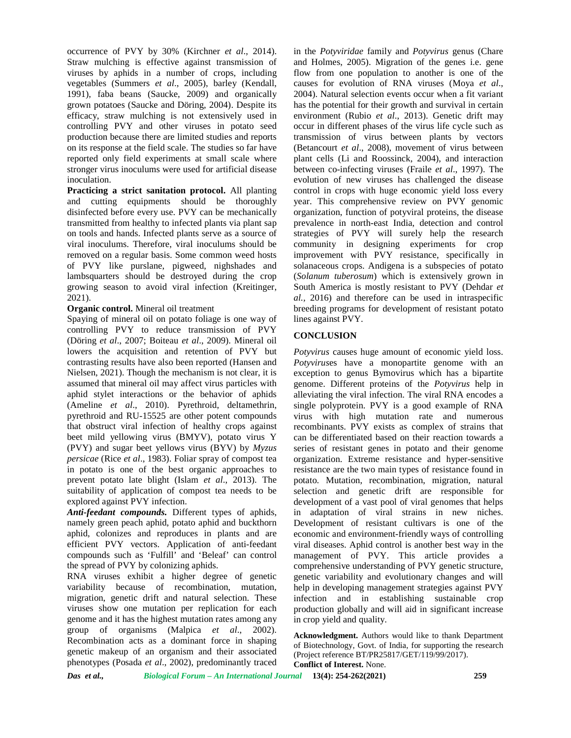occurrence of PVY by 30% (Kirchner *et al*., 2014). Straw mulching is effective against transmission of viruses by aphids in a number of crops, including vegetables (Summers *et al*., 2005), barley (Kendall, 1991), faba beans (Saucke, 2009) and organically grown potatoes (Saucke and Döring, 2004). Despite its efficacy, straw mulching is not extensively used in controlling PVY and other viruses in potato seed production because there are limited studies and reports on its response at the field scale. The studies so far have reported only field experiments at small scale where stronger virus inoculums were used for artificial disease inoculation.

**Practicing a strict sanitation protocol.** All planting and cutting equipments should be thoroughly disinfected before every use. PVY can be mechanically transmitted from healthy to infected plants via plant sap on tools and hands. Infected plants serve as a source of viral inoculums. Therefore, viral inoculums should be removed on a regular basis. Some common weed hosts of PVY like purslane, pigweed, nighshades and lambsquarters should be destroyed during the crop growing season to avoid viral infection (Kreitinger, 2021).

**Organic control.** Mineral oil treatment

Spaying of mineral oil on potato foliage is one way of controlling PVY to reduce transmission of PVY (Döring *et al*., 2007; Boiteau *et al*., 2009). Mineral oil lowers the acquisition and retention of PVY but contrasting results have also been reported (Hansen and Nielsen, 2021). Though the mechanism is not clear, it is assumed that mineral oil may affect virus particles with aphid stylet interactions or the behavior of aphids (Ameline *et al*., 2010). Pyrethroid, deltamethrin, pyrethroid and RU-15525 are other potent compounds that obstruct viral infection of healthy crops against beet mild yellowing virus (BMYV), potato virus Y (PVY) and sugar beet yellows virus (BYV) by *Myzus persicae* (Rice *et al*., 1983). Foliar spray of compost tea in potato is one of the best organic approaches to prevent potato late blight (Islam *et al*., 2013). The suitability of application of compost tea needs to be explored against PVY infection.

***Anti-feedant compounds.*** Different types of aphids, namely green peach aphid, potato aphid and buckthorn aphid, colonizes and reproduces in plants and are efficient PVY vectors. Application of anti-feedant compounds such as 'Fulfill' and 'Beleaf' can control the spread of PVY by colonizing aphids.

RNA viruses exhibit a higher degree of genetic variability because of recombination, mutation, migration, genetic drift and natural selection. These viruses show one mutation per replication for each genome and it has the highest mutation rates among any group of organisms (Malpica *et al*., 2002). Recombination acts as a dominant force in shaping genetic makeup of an organism and their associated phenotypes (Posada *et al*., 2002), predominantly traced in the *Potyviridae* family and *Potyvirus* genus (Chare and Holmes, 2005). Migration of the genes i.e. gene flow from one population to another is one of the causes for evolution of RNA viruses (Moya *et al*., 2004). Natural selection events occur when a fit variant has the potential for their growth and survival in certain environment (Rubio *et al*., 2013). Genetic drift may occur in different phases of the virus life cycle such as transmission of virus between plants by vectors (Betancourt *et al*., 2008), movement of virus between plant cells (Li and Roossinck, 2004), and interaction between co-infecting viruses (Fraile *et al*., 1997). The evolution of new viruses has challenged the disease control in crops with huge economic yield loss every year. This comprehensive review on PVY genomic organization, function of potyviral proteins, the disease prevalence in north-east India, detection and control strategies of PVY will surely help the research community in designing experiments for crop improvement with PVY resistance, specifically in solanaceous crops. Andigena is a subspecies of potato (*Solanum tuberosum*) which is extensively grown in South America is mostly resistant to PVY (Dehdar *et al.,* 2016) and therefore can be used in intraspecific breeding programs for development of resistant potato lines against PVY.

## CONCLUSION

*Potyvirus* causes huge amount of economic yield loss. *Potyvirus*es have a monopartite genome with an exception to genus Bymovirus which has a bipartite genome. Different proteins of the *Potyvirus* help in alleviating the viral infection. The viral RNA encodes a single polyprotein. PVY is a good example of RNA virus with high mutation rate and numerous recombinants. PVY exists as complex of strains that can be differentiated based on their reaction towards a series of resistant genes in potato and their genome organization. Extreme resistance and hyper-sensitive resistance are the two main types of resistance found in potato. Mutation, recombination, migration, natural selection and genetic drift are responsible for development of a vast pool of viral genomes that helps in adaptation of viral strains in new niches. Development of resistant cultivars is one of the economic and environment-friendly ways of controlling viral diseases. Aphid control is another best way in the management of PVY. This article provides a comprehensive understanding of PVY genetic structure, genetic variability and evolutionary changes and will help in developing management strategies against PVY infection and in establishing sustainable crop production globally and will aid in significant increase in crop yield and quality.

**Acknowledgment.** Authors would like to thank Department of Biotechnology, Govt. of India, for supporting the research (Project reference BT/PR25817/GET/119/99/2017).

**Conflict of Interest.** None.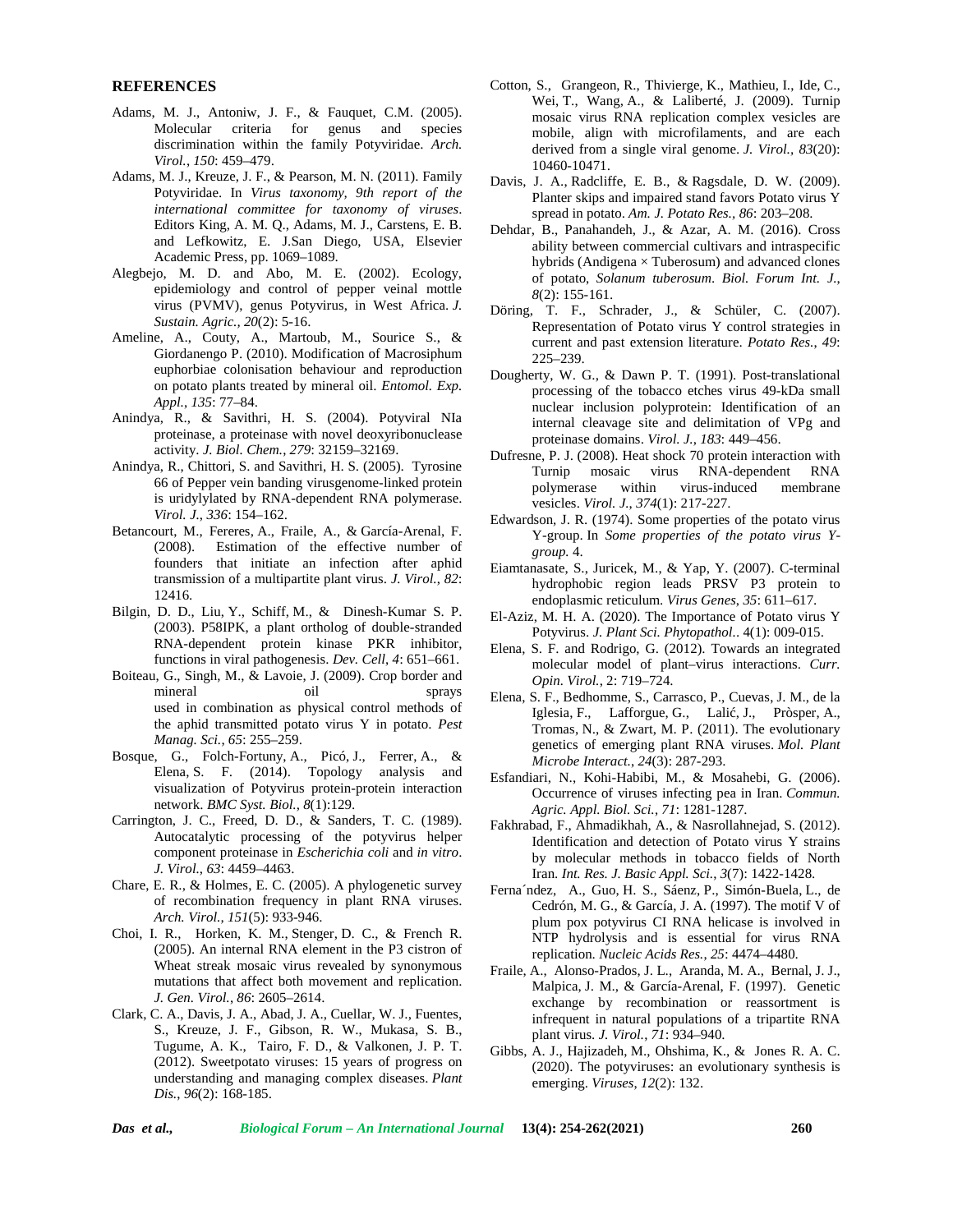## REFERENCES

Adams, M. J., Antoniw, J. F., & Fauquet, C.M. (2005). Molecular criteria for genus and species discrimination within the family Potyviridae. *Arch. Virol.*, *150*: 459–479.

Adams, M. J., Kreuze, J. F., & Pearson, M. N. (2011). Family Potyviridae. In *Virus taxonomy, 9th report of the international committee for taxonomy of viruses*. Editors King, A. M. Q., Adams, M. J., Carstens, E. B. and Lefkowitz, E. J.San Diego, USA, Elsevier Academic Press, pp. 1069–1089.

Alegbejo, M. D. and Abo, M. E. (2002). Ecology, epidemiology and control of pepper veinal mottle virus (PVMV), genus Potyvirus, in West Africa. *J. Sustain. Agric.*, *20*(2): 5-16.

Ameline, A., Couty, A., Martoub, M., Sourice S., & Giordanengo P. (2010). Modification of Macrosiphum euphorbiae colonisation behaviour and reproduction on potato plants treated by mineral oil. *Entomol. Exp. Appl.*, *135*: 77–84.

Anindya, R., & Savithri, H. S. (2004). Potyviral NIa proteinase, a proteinase with novel deoxyribonuclease activity. *J. Biol. Chem.*, *279*: 32159–32169.

Anindya, R., Chittori, S. and Savithri, H. S. (2005). Tyrosine 66 of Pepper vein banding virusgenome-linked protein is uridylylated by RNA-dependent RNA polymerase. *Virol. J.*, *336*: 154–162.

Betancourt, M., Fereres, A., Fraile, A., & García-Arenal, F. (2008). Estimation of the effective number of founders that initiate an infection after aphid transmission of a multipartite plant virus. *J. Virol.*, *82*: 12416.

Bilgin, D. D., Liu, Y., Schiff, M., & Dinesh-Kumar S. P. (2003). P58IPK, a plant ortholog of double-stranded RNA-dependent protein kinase PKR inhibitor, functions in viral pathogenesis. *Dev. Cell*, *4*: 651–661.

Boiteau, G., Singh, M., & Lavoie, J. (2009). Crop border and mineral oil sprays used in combination as physical control methods of the aphid transmitted potato virus Y in potato. *Pest Manag. Sci.*, *65*: 255–259.

Bosque, G., Folch-Fortuny, A., Picó, J., Ferrer, A., & Elena, S. F. (2014). Topology analysis and visualization of Potyvirus protein-protein interaction network. *BMC Syst. Biol.*, *8*(1):129.

Carrington, J. C., Freed, D. D., & Sanders, T. C. (1989). Autocatalytic processing of the potyvirus helper component proteinase in *Escherichia coli* and *in vitro*. *J. Virol.*, *63*: 4459–4463.

Chare, E. R., & Holmes, E. C. (2005). A phylogenetic survey of recombination frequency in plant RNA viruses. *Arch. Virol.*, *151*(5): 933-946.

Choi, I. R., Horken, K. M., Stenger, D. C., & French R. (2005). An internal RNA element in the P3 cistron of Wheat streak mosaic virus revealed by synonymous mutations that affect both movement and replication. *J. Gen. Virol.*, *86*: 2605–2614.

Clark, C. A., Davis, J. A., Abad, J. A., Cuellar, W. J., Fuentes, S., Kreuze, J. F., Gibson, R. W., Mukasa, S. B., Tugume, A. K., Tairo, F. D., & Valkonen, J. P. T. (2012). Sweetpotato viruses: 15 years of progress on understanding and managing complex diseases. *Plant Dis.*, *96*(2): 168-185.

Cotton, S., Grangeon, R., Thivierge, K., Mathieu, I., Ide, C., Wei, T., Wang, A., & Laliberté, J. (2009). Turnip mosaic virus RNA replication complex vesicles are mobile, align with microfilaments, and are each derived from a single viral genome. *J. Virol.*, *83*(20): 10460-10471.

Davis, J. A., Radcliffe, E. B., & Ragsdale, D. W. (2009). Planter skips and impaired stand favors Potato virus Y spread in potato. *Am. J. Potato Res.*, *86*: 203–208.

Dehdar, B., Panahandeh, J., & Azar, A. M. (2016). Cross ability between commercial cultivars and intraspecific hybrids (Andigena × Tuberosum) and advanced clones of potato, *Solanum tuberosum*. *Biol. Forum Int. J.*, *8*(2): 155-161.

Döring, T. F., Schrader, J., & Schüler, C. (2007). Representation of Potato virus Y control strategies in current and past extension literature. *Potato Res.*, *49*: 225–239.

Dougherty, W. G., & Dawn P. T. (1991). Post-translational processing of the tobacco etches virus 49-kDa small nuclear inclusion polyprotein: Identification of an internal cleavage site and delimitation of VPg and proteinase domains. *Virol. J.*, *183*: 449–456.

Dufresne, P. J. (2008). Heat shock 70 protein interaction with Turnip mosaic virus RNA-dependent RNA polymerase within virus-induced membrane vesicles. *Virol. J.*, *374*(1): 217-227.

Edwardson, J. R. (1974). Some properties of the potato virus Y-group. In *Some properties of the potato virus Y-group.* 4.

Eiamtanasate, S., Juricek, M., & Yap, Y. (2007). C-terminal hydrophobic region leads PRSV P3 protein to endoplasmic reticulum. *Virus Genes*, *35*: 611–617.

El-Aziz, M. H. A. (2020). The Importance of Potato virus Y Potyvirus. *J. Plant Sci. Phytopathol.*. 4(1): 009-015.

Elena, S. F. and Rodrigo, G. (2012). Towards an integrated molecular model of plant–virus interactions. *Curr. Opin. Virol.*, 2: 719–724.

Elena, S. F., Bedhomme, S., Carrasco, P., Cuevas, J. M., de la Iglesia, F., Lafforgue, G., Lalić, J., Pròsper, A., Tromas, N., & Zwart, M. P. (2011). The evolutionary genetics of emerging plant RNA viruses. *Mol. Plant Microbe Interact.*, *24*(3): 287-293.

Esfandiari, N., Kohi-Habibi, M., & Mosahebi, G. (2006). Occurrence of viruses infecting pea in Iran. *Commun. Agric. Appl. Biol. Sci.*, *71*: 1281-1287.

Fakhrabad, F., Ahmadikhah, A., & Nasrollahnejad, S. (2012). Identification and detection of Potato virus Y strains by molecular methods in tobacco fields of North Iran. *Int. Res. J. Basic Appl. Sci.*, *3*(7): 1422-1428.

Ferna´ndez, A., Guo, H. S., Sáenz, P., Simón-Buela, L., de Cedrón, M. G., & García, J. A. (1997). The motif V of plum pox potyvirus CI RNA helicase is involved in NTP hydrolysis and is essential for virus RNA replication. *Nucleic Acids Res.*, *25*: 4474–4480.

Fraile, A., Alonso-Prados, J. L., Aranda, M. A., Bernal, J. J., Malpica, J. M., & García-Arenal, F. (1997). Genetic exchange by recombination or reassortment is infrequent in natural populations of a tripartite RNA plant virus. *J. Virol.*, *71*: 934–940.

Gibbs, A. J., Hajizadeh, M., Ohshima, K., & Jones R. A. C. (2020). The potyviruses: an evolutionary synthesis is emerging. *Viruses*, *12*(2): 132.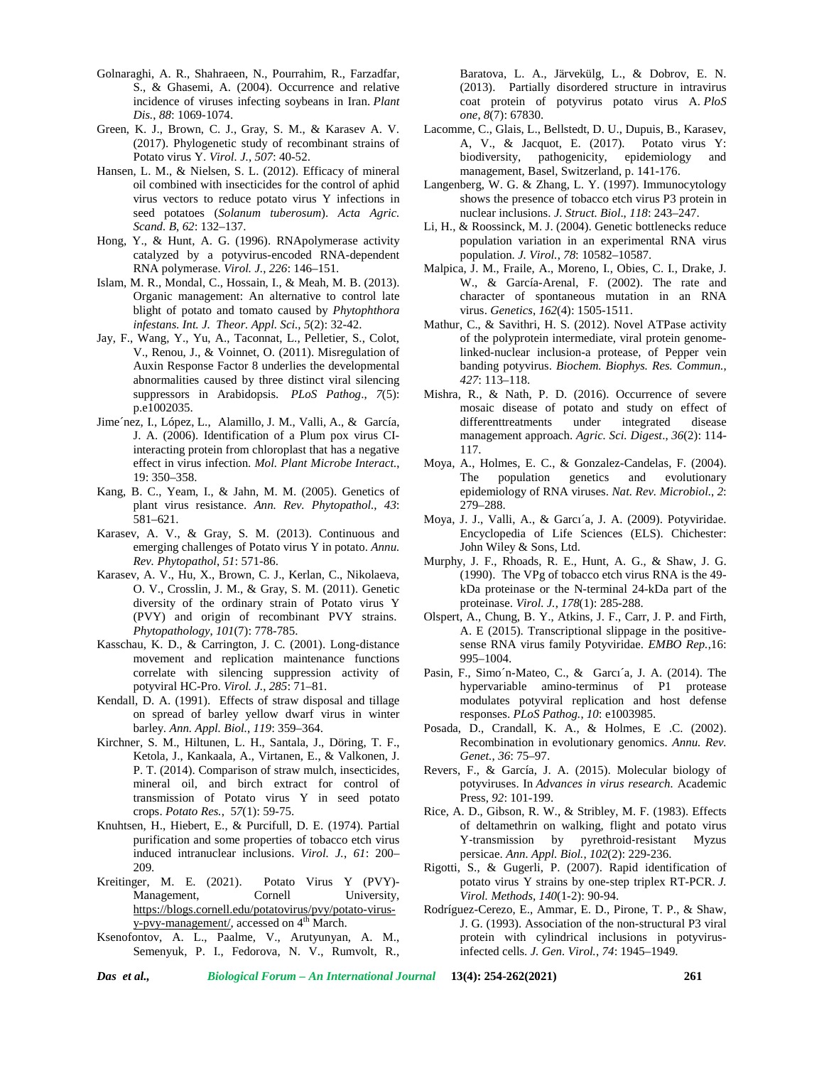Golnaraghi, A. R., Shahraeen, N., Pourrahim, R., Farzadfar, S., & Ghasemi, A. (2004). Occurrence and relative incidence of viruses infecting soybeans in Iran. *Plant Dis.*, *88*: 1069-1074.

Green, K. J., Brown, C. J., Gray, S. M., & Karasev A. V. (2017). Phylogenetic study of recombinant strains of Potato virus Y. *Virol. J.*, *507*: 40-52.

Hansen, L. M., & Nielsen, S. L. (2012). Efficacy of mineral oil combined with insecticides for the control of aphid virus vectors to reduce potato virus Y infections in seed potatoes (*Solanum tuberosum*). *Acta Agric. Scand. B*, *62*: 132–137.

Hong, Y., & Hunt, A. G. (1996). RNApolymerase activity catalyzed by a potyvirus-encoded RNA-dependent RNA polymerase. *Virol. J.*, *226*: 146–151.

Islam, M. R., Mondal, C., Hossain, I., & Meah, M. B. (2013). Organic management: An alternative to control late blight of potato and tomato caused by *Phytophthora infestans. Int. J. Theor. Appl. Sci.*, *5*(2): 32-42.

Jay, F., Wang, Y., Yu, A., Taconnat, L., Pelletier, S., Colot, V., Renou, J., & Voinnet, O. (2011). Misregulation of Auxin Response Factor 8 underlies the developmental abnormalities caused by three distinct viral silencing suppressors in Arabidopsis. *PLoS Pathog*., *7*(5): p.e1002035.

Jime´nez, I., López, L., Alamillo, J. M., Valli, A., & García, J. A. (2006). Identification of a Plum pox virus CI-interacting protein from chloroplast that has a negative effect in virus infection. *Mol. Plant Microbe Interact.*, 19: 350–358.

Kang, B. C., Yeam, I., & Jahn, M. M. (2005). Genetics of plant virus resistance. *Ann. Rev. Phytopathol.*, *43*: 581–621.

Karasev, A. V., & Gray, S. M. (2013). Continuous and emerging challenges of Potato virus Y in potato. *Annu. Rev. Phytopathol*, *51*: 571-86.

Karasev, A. V., Hu, X., Brown, C. J., Kerlan, C., Nikolaeva, O. V., Crosslin, J. M., & Gray, S. M. (2011). Genetic diversity of the ordinary strain of Potato virus Y (PVY) and origin of recombinant PVY strains. *Phytopathology*, *101*(7): 778-785.

Kasschau, K. D., & Carrington, J. C. (2001). Long-distance movement and replication maintenance functions correlate with silencing suppression activity of potyviral HC-Pro. *Virol. J.*, *285*: 71–81.

Kendall, D. A. (1991). Effects of straw disposal and tillage on spread of barley yellow dwarf virus in winter barley. *Ann. Appl. Biol.*, *119*: 359–364.

Kirchner, S. M., Hiltunen, L. H., Santala, J., Döring, T. F., Ketola, J., Kankaala, A., Virtanen, E., & Valkonen, J. P. T. (2014). Comparison of straw mulch, insecticides, mineral oil, and birch extract for control of transmission of Potato virus Y in seed potato crops. *Potato Res.*, 5*7*(1): 59-75.

Knuhtsen, H., Hiebert, E., & Purcifull, D. E. (1974). Partial purification and some properties of tobacco etch virus induced intranuclear inclusions. *Virol. J.*, *61*: 200–209.

Kreitinger, M. E. (2021). Potato Virus Y (PVY)-Management, Cornell University, https://blogs.cornell.edu/potatovirus/pvy/potato-virus-y-pvy-management/, accessed on 4th March.

Ksenofontov, A. L., Paalme, V., Arutyunyan, A. M., Semenyuk, P. I., Fedorova, N. V., Rumvolt, R., Baratova, L. A., Järvekülg, L., & Dobrov, E. N. (2013). Partially disordered structure in intravirus coat protein of potyvirus potato virus A. *PloS one*, *8*(7): 67830.

Lacomme, C., Glais, L., Bellstedt, D. U., Dupuis, B., Karasev, A, V., & Jacquot, E. (2017). Potato virus Y: biodiversity, pathogenicity, epidemiology and management, Basel, Switzerland, p. 141-176.

Langenberg, W. G. & Zhang, L. Y. (1997). Immunocytology shows the presence of tobacco etch virus P3 protein in nuclear inclusions. *J. Struct. Biol*., *118*: 243–247.

Li, H., & Roossinck, M. J. (2004). Genetic bottlenecks reduce population variation in an experimental RNA virus population. *J. Virol.*, *78*: 10582–10587.

Malpica, J. M., Fraile, A., Moreno, I., Obies, C. I., Drake, J. W., & García-Arenal, F. (2002). The rate and character of spontaneous mutation in an RNA virus. *Genetics*, *162*(4): 1505-1511.

Mathur, C., & Savithri, H. S. (2012). Novel ATPase activity of the polyprotein intermediate, viral protein genome-linked-nuclear inclusion-a protease, of Pepper vein banding potyvirus. *Biochem. Biophys. Res. Commun.*, *427*: 113–118.

Mishra, R., & Nath, P. D. (2016). Occurrence of severe mosaic disease of potato and study on effect of differenttreatments under integrated disease management approach. *Agric. Sci. Digest*., *36*(2): 114-117.

Moya, A., Holmes, E. C., & Gonzalez-Candelas, F. (2004). The population genetics and evolutionary epidemiology of RNA viruses. *Nat. Rev. Microbiol.*, *2*: 279–288.

Moya, J. J., Valli, A., & Garcı´a, J. A. (2009). Potyviridae. Encyclopedia of Life Sciences (ELS). Chichester: John Wiley & Sons, Ltd.

Murphy, J. F., Rhoads, R. E., Hunt, A. G., & Shaw, J. G. (1990). The VPg of tobacco etch virus RNA is the 49-kDa proteinase or the N-terminal 24-kDa part of the proteinase. *Virol. J.*, *178*(1): 285-288.

Olspert, A., Chung, B. Y., Atkins, J. F., Carr, J. P. and Firth, A. E (2015). Transcriptional slippage in the positive-sense RNA virus family Potyviridae. *EMBO Rep.*,16: 995–1004.

Pasin, F., Simo´n-Mateo, C., & Garcı´a, J. A. (2014). The hypervariable amino-terminus of P1 protease modulates potyviral replication and host defense responses. *PLoS Pathog.*, *10*: e1003985.

Posada, D., Crandall, K. A., & Holmes, E .C. (2002). Recombination in evolutionary genomics. *Annu. Rev. Genet.*, *36*: 75–97.

Revers, F., & García, J. A. (2015). Molecular biology of potyviruses. In *Advances in virus research*. Academic Press, *92*: 101-199.

Rice, A. D., Gibson, R. W., & Stribley, M. F. (1983). Effects of deltamethrin on walking, flight and potato virus Y-transmission by pyrethroid-resistant Myzus persicae. *Ann. Appl. Biol.*, *102*(2): 229-236.

Rigotti, S., & Gugerli, P. (2007). Rapid identification of potato virus Y strains by one-step triplex RT-PCR. *J. Virol. Methods*, *140*(1-2): 90-94.

Rodríguez-Cerezo, E., Ammar, E. D., Pirone, T. P., & Shaw, J. G. (1993). Association of the non-structural P3 viral protein with cylindrical inclusions in potyvirus-infected cells. *J. Gen. Virol.*, *74*: 1945–1949.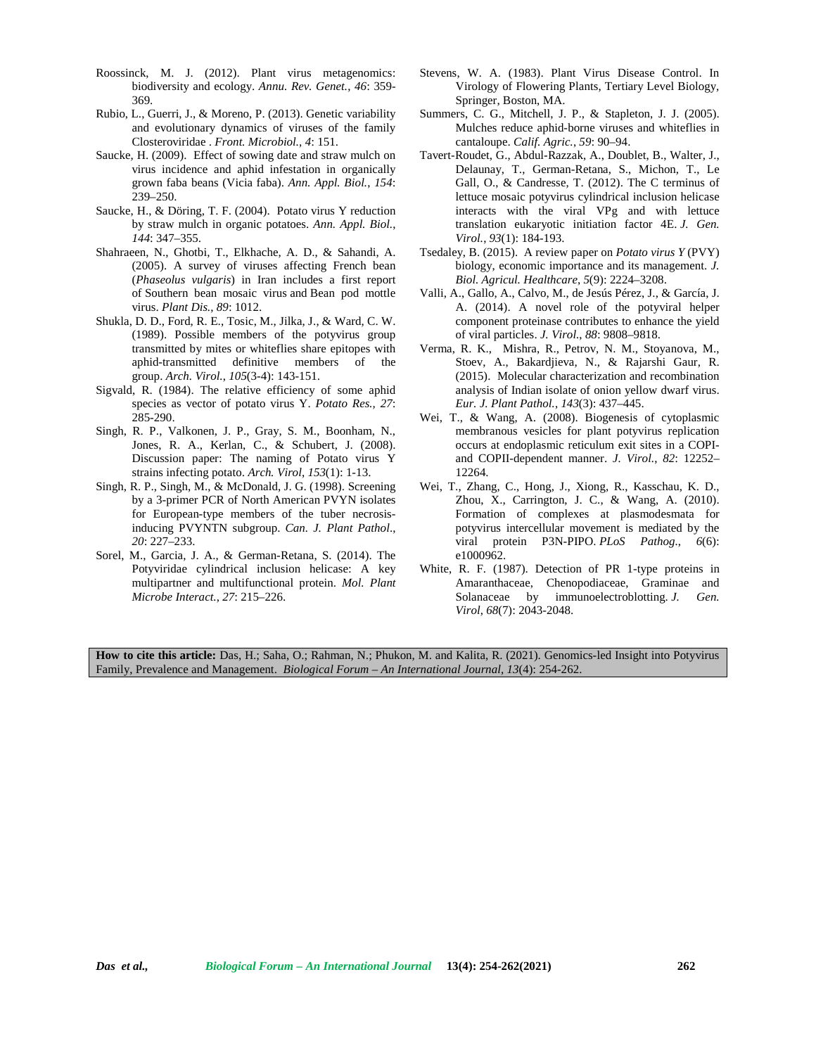Roossinck, M. J. (2012). Plant virus metagenomics: biodiversity and ecology. *Annu. Rev. Genet.*, *46*: 359-369.

Rubio, L., Guerri, J., & Moreno, P. (2013). Genetic variability and evolutionary dynamics of viruses of the family Closteroviridae . *Front. Microbiol., 4*: 151.

Saucke, H. (2009). Effect of sowing date and straw mulch on virus incidence and aphid infestation in organically grown faba beans (Vicia faba). *Ann. Appl. Biol.*, *154*: 239–250.

Saucke, H., & Döring, T. F. (2004). Potato virus Y reduction by straw mulch in organic potatoes. *Ann. Appl. Biol.*, *144*: 347–355.

Shahraeen, N., Ghotbi, T., Elkhache, A. D., & Sahandi, A. (2005). A survey of viruses affecting French bean (*Phaseolus vulgaris*) in Iran includes a first report of Southern bean mosaic virus and Bean pod mottle virus. *Plant Dis.*, *89*: 1012.

Shukla, D. D., Ford, R. E., Tosic, M., Jilka, J., & Ward, C. W. (1989). Possible members of the potyvirus group transmitted by mites or whiteflies share epitopes with aphid-transmitted definitive members of the group. *Arch. Virol.*, *105*(3-4): 143-151.

Sigvald, R. (1984). The relative efficiency of some aphid species as vector of potato virus Y. *Potato Res.*, *27*: 285-290.

Singh, R. P., Valkonen, J. P., Gray, S. M., Boonham, N., Jones, R. A., Kerlan, C., & Schubert, J. (2008). Discussion paper: The naming of Potato virus Y strains infecting potato. *Arch. Virol*, *153*(1): 1-13.

Singh, R. P., Singh, M., & McDonald, J. G. (1998). Screening by a 3-primer PCR of North American PVYN isolates for European-type members of the tuber necrosis-inducing PVYNTN subgroup. *Can. J. Plant Pathol*., *20*: 227–233.

Sorel, M., Garcia, J. A., & German-Retana, S. (2014). The Potyviridae cylindrical inclusion helicase: A key multipartner and multifunctional protein. *Mol. Plant Microbe Interact.*, *27*: 215–226.

Stevens, W. A. (1983). Plant Virus Disease Control. In Virology of Flowering Plants, Tertiary Level Biology, Springer, Boston, MA.

Summers, C. G., Mitchell, J. P., & Stapleton, J. J. (2005). Mulches reduce aphid-borne viruses and whiteflies in cantaloupe. *Calif. Agric.*, *59*: 90–94.

Tavert-Roudet, G., Abdul-Razzak, A., Doublet, B., Walter, J., Delaunay, T., German-Retana, S., Michon, T., Le Gall, O., & Candresse, T. (2012). The C terminus of lettuce mosaic potyvirus cylindrical inclusion helicase interacts with the viral VPg and with lettuce translation eukaryotic initiation factor 4E. *J. Gen. Virol.*, *93*(1): 184-193.

Tsedaley, B. (2015). A review paper on *Potato virus Y* (PVY) biology, economic importance and its management. *J. Biol. Agricul. Healthcare*, *5*(9): 2224–3208.

Valli, A., Gallo, A., Calvo, M., de Jesús Pérez, J., & García, J. A. (2014). A novel role of the potyviral helper component proteinase contributes to enhance the yield of viral particles. *J. Virol*., *88*: 9808–9818.

Verma, R. K., Mishra, R., Petrov, N. M., Stoyanova, M., Stoev, A., Bakardjieva, N., & Rajarshi Gaur, R. (2015). Molecular characterization and recombination analysis of Indian isolate of onion yellow dwarf virus. *Eur. J. Plant Pathol.*, *143*(3): 437–445.

Wei, T., & Wang, A. (2008). Biogenesis of cytoplasmic membranous vesicles for plant potyvirus replication occurs at endoplasmic reticulum exit sites in a COPI- and COPII-dependent manner. *J. Virol.*, *82*: 12252–12264.

Wei, T., Zhang, C., Hong, J., Xiong, R., Kasschau, K. D., Zhou, X., Carrington, J. C., & Wang, A. (2010). Formation of complexes at plasmodesmata for potyvirus intercellular movement is mediated by the viral protein P3N-PIPO. *PLoS Pathog.*, *6*(6): e1000962.

White, R. F. (1987). Detection of PR 1-type proteins in Amaranthaceae, Chenopodiaceae, Graminae and Solanaceae by immunoelectroblotting. *J. Gen. Virol*, *68*(7): 2043-2048.

**How to cite this article:** Das, H.; Saha, O.; Rahman, N.; Phukon, M. and Kalita, R. (2021). Genomics-led Insight into Potyvirus Family, Prevalence and Management. *Biological Forum – An International Journal*, *13*(4): 254-262.